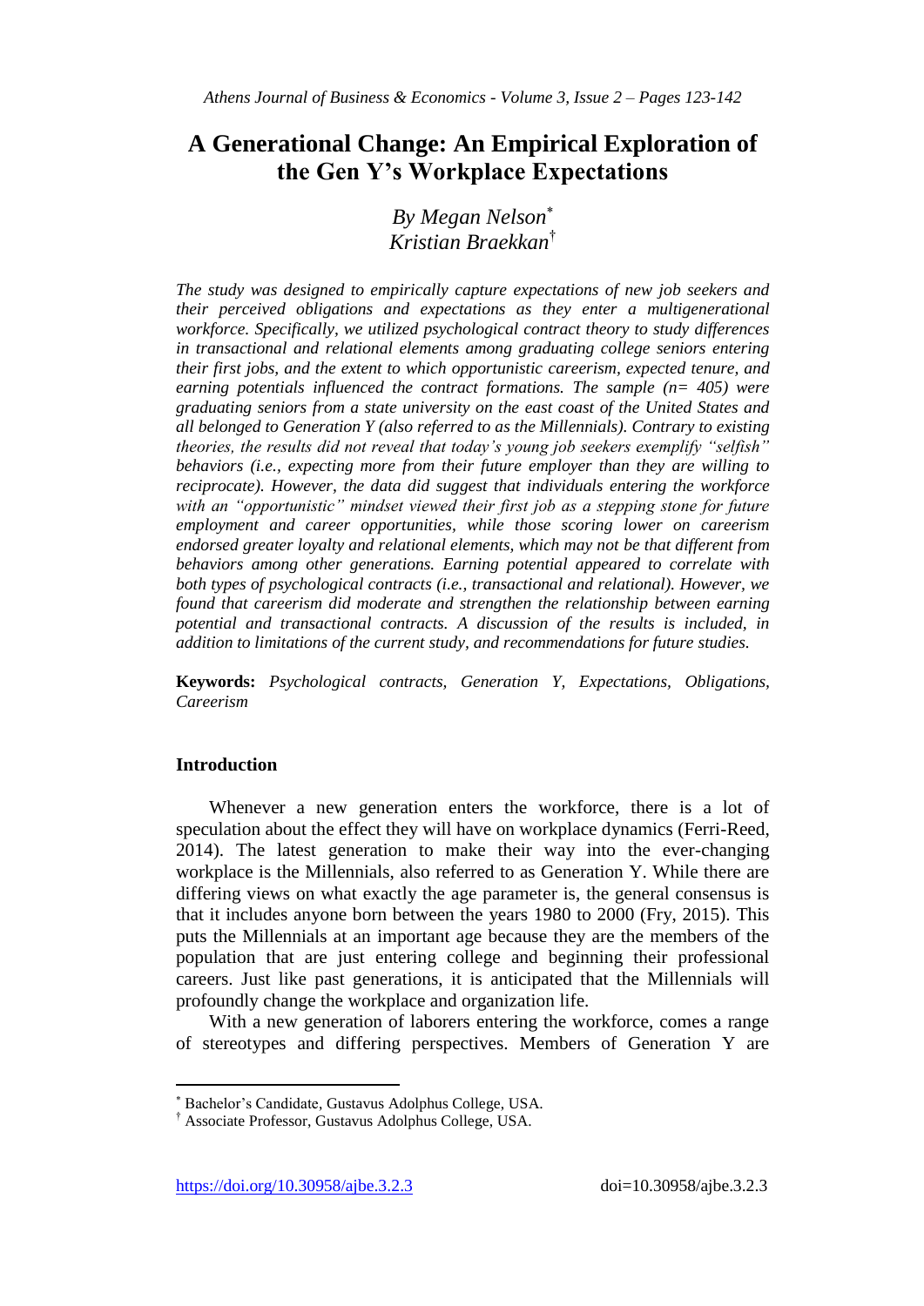# A Generational Change: An Empirical Exploration of the Gen Y's Workplace Expectations

*By Megan Nelson*[*]
*Kristian Braekkan*[†]

*The study was designed to empirically capture expectations of new job seekers and their perceived obligations and expectations as they enter a multigenerational workforce. Specifically, we utilized psychological contract theory to study differences in transactional and relational elements among graduating college seniors entering their first jobs, and the extent to which opportunistic careerism, expected tenure, and earning potentials influenced the contract formations. The sample (n= 405) were graduating seniors from a state university on the east coast of the United States and all belonged to Generation Y (also referred to as the Millennials). Contrary to existing theories, the results did not reveal that today's young job seekers exemplify "selfish" behaviors (i.e., expecting more from their future employer than they are willing to reciprocate). However, the data did suggest that individuals entering the workforce with an "opportunistic" mindset viewed their first job as a stepping stone for future employment and career opportunities, while those scoring lower on careerism endorsed greater loyalty and relational elements, which may not be that different from behaviors among other generations. Earning potential appeared to correlate with both types of psychological contracts (i.e., transactional and relational). However, we found that careerism did moderate and strengthen the relationship between earning potential and transactional contracts. A discussion of the results is included, in addition to limitations of the current study, and recommendations for future studies.*

**Keywords:** *Psychological contracts, Generation Y, Expectations, Obligations, Careerism*

## Introduction

Whenever a new generation enters the workforce, there is a lot of speculation about the effect they will have on workplace dynamics (Ferri-Reed, 2014). The latest generation to make their way into the ever-changing workplace is the Millennials, also referred to as Generation Y. While there are differing views on what exactly the age parameter is, the general consensus is that it includes anyone born between the years 1980 to 2000 (Fry, 2015). This puts the Millennials at an important age because they are the members of the population that are just entering college and beginning their professional careers. Just like past generations, it is anticipated that the Millennials will profoundly change the workplace and organization life.

With a new generation of laborers entering the workforce, comes a range of stereotypes and differing perspectives. Members of Generation Y are

[*] Bachelor's Candidate, Gustavus Adolphus College, USA.
[†] Associate Professor, Gustavus Adolphus College, USA.

https://doi.org/10.30958/ajbe.3.2.3 doi=10.30958/ajbe.3.2.3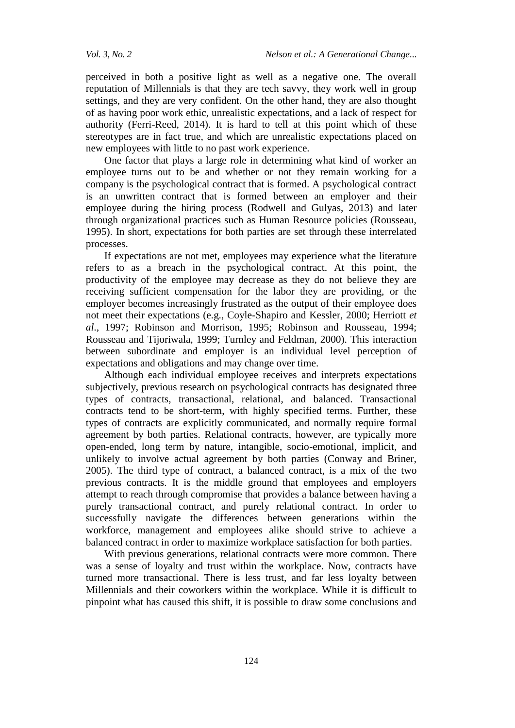perceived in both a positive light as well as a negative one. The overall reputation of Millennials is that they are tech savvy, they work well in group settings, and they are very confident. On the other hand, they are also thought of as having poor work ethic, unrealistic expectations, and a lack of respect for authority (Ferri-Reed, 2014). It is hard to tell at this point which of these stereotypes are in fact true, and which are unrealistic expectations placed on new employees with little to no past work experience.

One factor that plays a large role in determining what kind of worker an employee turns out to be and whether or not they remain working for a company is the psychological contract that is formed. A psychological contract is an unwritten contract that is formed between an employer and their employee during the hiring process (Rodwell and Gulyas, 2013) and later through organizational practices such as Human Resource policies (Rousseau, 1995). In short, expectations for both parties are set through these interrelated processes.

If expectations are not met, employees may experience what the literature refers to as a breach in the psychological contract. At this point, the productivity of the employee may decrease as they do not believe they are receiving sufficient compensation for the labor they are providing, or the employer becomes increasingly frustrated as the output of their employee does not meet their expectations (e.g., Coyle-Shapiro and Kessler, 2000; Herriott *et al*., 1997; Robinson and Morrison, 1995; Robinson and Rousseau, 1994; Rousseau and Tijoriwala, 1999; Turnley and Feldman, 2000). This interaction between subordinate and employer is an individual level perception of expectations and obligations and may change over time.

Although each individual employee receives and interprets expectations subjectively, previous research on psychological contracts has designated three types of contracts, transactional, relational, and balanced. Transactional contracts tend to be short-term, with highly specified terms. Further, these types of contracts are explicitly communicated, and normally require formal agreement by both parties. Relational contracts, however, are typically more open-ended, long term by nature, intangible, socio-emotional, implicit, and unlikely to involve actual agreement by both parties (Conway and Briner, 2005). The third type of contract, a balanced contract, is a mix of the two previous contracts. It is the middle ground that employees and employers attempt to reach through compromise that provides a balance between having a purely transactional contract, and purely relational contract. In order to successfully navigate the differences between generations within the workforce, management and employees alike should strive to achieve a balanced contract in order to maximize workplace satisfaction for both parties.

With previous generations, relational contracts were more common. There was a sense of loyalty and trust within the workplace. Now, contracts have turned more transactional. There is less trust, and far less loyalty between Millennials and their coworkers within the workplace. While it is difficult to pinpoint what has caused this shift, it is possible to draw some conclusions and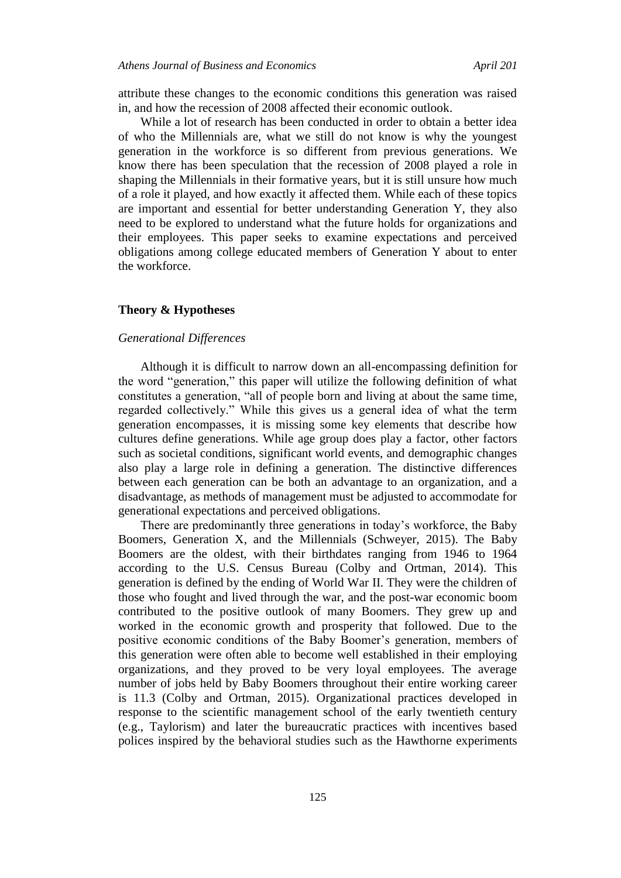attribute these changes to the economic conditions this generation was raised in, and how the recession of 2008 affected their economic outlook.

While a lot of research has been conducted in order to obtain a better idea of who the Millennials are, what we still do not know is why the youngest generation in the workforce is so different from previous generations. We know there has been speculation that the recession of 2008 played a role in shaping the Millennials in their formative years, but it is still unsure how much of a role it played, and how exactly it affected them. While each of these topics are important and essential for better understanding Generation Y, they also need to be explored to understand what the future holds for organizations and their employees. This paper seeks to examine expectations and perceived obligations among college educated members of Generation Y about to enter the workforce.

## Theory & Hypotheses

### *Generational Differences*

Although it is difficult to narrow down an all-encompassing definition for the word "generation," this paper will utilize the following definition of what constitutes a generation, "all of people born and living at about the same time, regarded collectively." While this gives us a general idea of what the term generation encompasses, it is missing some key elements that describe how cultures define generations. While age group does play a factor, other factors such as societal conditions, significant world events, and demographic changes also play a large role in defining a generation. The distinctive differences between each generation can be both an advantage to an organization, and a disadvantage, as methods of management must be adjusted to accommodate for generational expectations and perceived obligations.

There are predominantly three generations in today's workforce, the Baby Boomers, Generation X, and the Millennials (Schweyer, 2015). The Baby Boomers are the oldest, with their birthdates ranging from 1946 to 1964 according to the U.S. Census Bureau (Colby and Ortman, 2014). This generation is defined by the ending of World War II. They were the children of those who fought and lived through the war, and the post-war economic boom contributed to the positive outlook of many Boomers. They grew up and worked in the economic growth and prosperity that followed. Due to the positive economic conditions of the Baby Boomer's generation, members of this generation were often able to become well established in their employing organizations, and they proved to be very loyal employees. The average number of jobs held by Baby Boomers throughout their entire working career is 11.3 (Colby and Ortman, 2015). Organizational practices developed in response to the scientific management school of the early twentieth century (e.g., Taylorism) and later the bureaucratic practices with incentives based polices inspired by the behavioral studies such as the Hawthorne experiments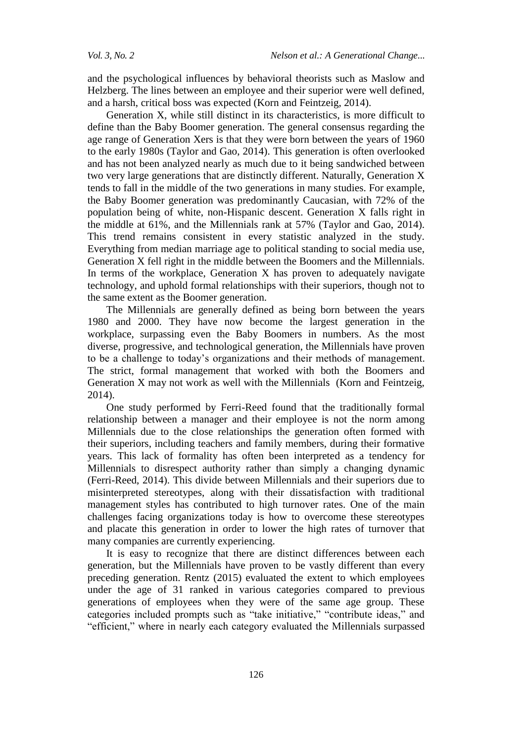and the psychological influences by behavioral theorists such as Maslow and Helzberg. The lines between an employee and their superior were well defined, and a harsh, critical boss was expected (Korn and Feintzeig, 2014).

Generation X, while still distinct in its characteristics, is more difficult to define than the Baby Boomer generation. The general consensus regarding the age range of Generation Xers is that they were born between the years of 1960 to the early 1980s (Taylor and Gao, 2014). This generation is often overlooked and has not been analyzed nearly as much due to it being sandwiched between two very large generations that are distinctly different. Naturally, Generation X tends to fall in the middle of the two generations in many studies. For example, the Baby Boomer generation was predominantly Caucasian, with 72% of the population being of white, non-Hispanic descent. Generation X falls right in the middle at 61%, and the Millennials rank at 57% (Taylor and Gao, 2014). This trend remains consistent in every statistic analyzed in the study. Everything from median marriage age to political standing to social media use, Generation X fell right in the middle between the Boomers and the Millennials. In terms of the workplace, Generation X has proven to adequately navigate technology, and uphold formal relationships with their superiors, though not to the same extent as the Boomer generation.

The Millennials are generally defined as being born between the years 1980 and 2000. They have now become the largest generation in the workplace, surpassing even the Baby Boomers in numbers. As the most diverse, progressive, and technological generation, the Millennials have proven to be a challenge to today's organizations and their methods of management. The strict, formal management that worked with both the Boomers and Generation X may not work as well with the Millennials (Korn and Feintzeig, 2014).

One study performed by Ferri-Reed found that the traditionally formal relationship between a manager and their employee is not the norm among Millennials due to the close relationships the generation often formed with their superiors, including teachers and family members, during their formative years. This lack of formality has often been interpreted as a tendency for Millennials to disrespect authority rather than simply a changing dynamic (Ferri-Reed, 2014). This divide between Millennials and their superiors due to misinterpreted stereotypes, along with their dissatisfaction with traditional management styles has contributed to high turnover rates. One of the main challenges facing organizations today is how to overcome these stereotypes and placate this generation in order to lower the high rates of turnover that many companies are currently experiencing.

It is easy to recognize that there are distinct differences between each generation, but the Millennials have proven to be vastly different than every preceding generation. Rentz (2015) evaluated the extent to which employees under the age of 31 ranked in various categories compared to previous generations of employees when they were of the same age group. These categories included prompts such as "take initiative," "contribute ideas," and "efficient," where in nearly each category evaluated the Millennials surpassed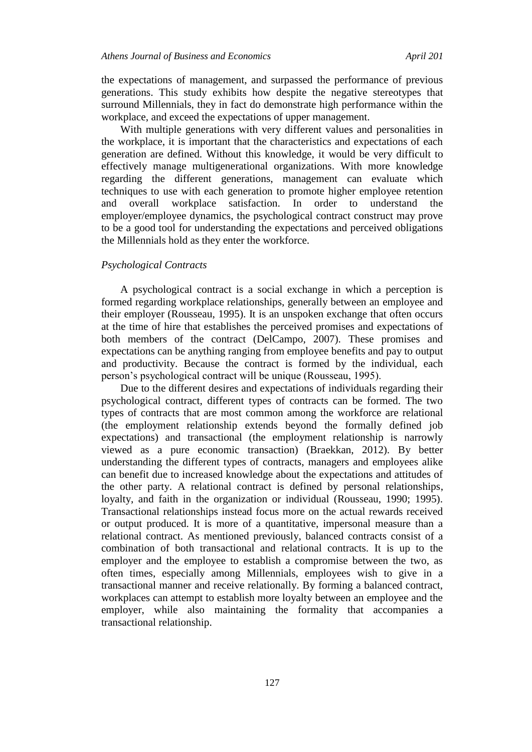the expectations of management, and surpassed the performance of previous generations. This study exhibits how despite the negative stereotypes that surround Millennials, they in fact do demonstrate high performance within the workplace, and exceed the expectations of upper management.

With multiple generations with very different values and personalities in the workplace, it is important that the characteristics and expectations of each generation are defined. Without this knowledge, it would be very difficult to effectively manage multigenerational organizations. With more knowledge regarding the different generations, management can evaluate which techniques to use with each generation to promote higher employee retention and overall workplace satisfaction. In order to understand the employer/employee dynamics, the psychological contract construct may prove to be a good tool for understanding the expectations and perceived obligations the Millennials hold as they enter the workforce.

### *Psychological Contracts*

A psychological contract is a social exchange in which a perception is formed regarding workplace relationships, generally between an employee and their employer (Rousseau, 1995). It is an unspoken exchange that often occurs at the time of hire that establishes the perceived promises and expectations of both members of the contract (DelCampo, 2007). These promises and expectations can be anything ranging from employee benefits and pay to output and productivity. Because the contract is formed by the individual, each person's psychological contract will be unique (Rousseau, 1995).

Due to the different desires and expectations of individuals regarding their psychological contract, different types of contracts can be formed. The two types of contracts that are most common among the workforce are relational (the employment relationship extends beyond the formally defined job expectations) and transactional (the employment relationship is narrowly viewed as a pure economic transaction) (Braekkan, 2012). By better understanding the different types of contracts, managers and employees alike can benefit due to increased knowledge about the expectations and attitudes of the other party. A relational contract is defined by personal relationships, loyalty, and faith in the organization or individual (Rousseau, 1990; 1995). Transactional relationships instead focus more on the actual rewards received or output produced. It is more of a quantitative, impersonal measure than a relational contract. As mentioned previously, balanced contracts consist of a combination of both transactional and relational contracts. It is up to the employer and the employee to establish a compromise between the two, as often times, especially among Millennials, employees wish to give in a transactional manner and receive relationally. By forming a balanced contract, workplaces can attempt to establish more loyalty between an employee and the employer, while also maintaining the formality that accompanies a transactional relationship.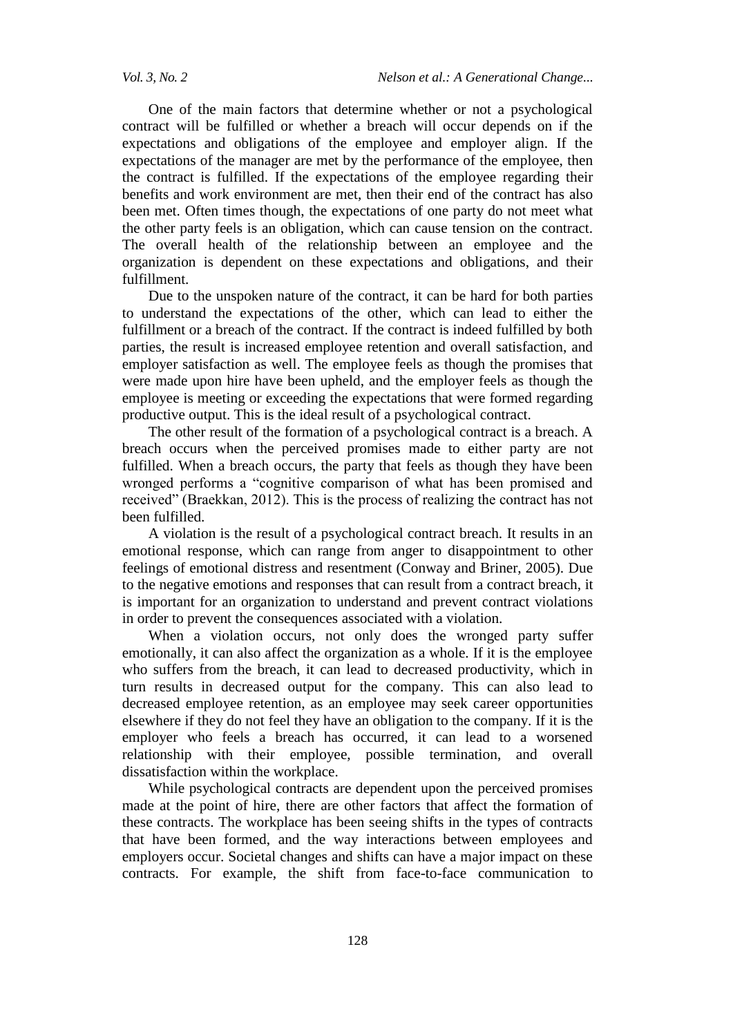One of the main factors that determine whether or not a psychological contract will be fulfilled or whether a breach will occur depends on if the expectations and obligations of the employee and employer align. If the expectations of the manager are met by the performance of the employee, then the contract is fulfilled. If the expectations of the employee regarding their benefits and work environment are met, then their end of the contract has also been met. Often times though, the expectations of one party do not meet what the other party feels is an obligation, which can cause tension on the contract. The overall health of the relationship between an employee and the organization is dependent on these expectations and obligations, and their fulfillment.

Due to the unspoken nature of the contract, it can be hard for both parties to understand the expectations of the other, which can lead to either the fulfillment or a breach of the contract. If the contract is indeed fulfilled by both parties, the result is increased employee retention and overall satisfaction, and employer satisfaction as well. The employee feels as though the promises that were made upon hire have been upheld, and the employer feels as though the employee is meeting or exceeding the expectations that were formed regarding productive output. This is the ideal result of a psychological contract.

The other result of the formation of a psychological contract is a breach. A breach occurs when the perceived promises made to either party are not fulfilled. When a breach occurs, the party that feels as though they have been wronged performs a "cognitive comparison of what has been promised and received" (Braekkan, 2012). This is the process of realizing the contract has not been fulfilled.

A violation is the result of a psychological contract breach. It results in an emotional response, which can range from anger to disappointment to other feelings of emotional distress and resentment (Conway and Briner, 2005). Due to the negative emotions and responses that can result from a contract breach, it is important for an organization to understand and prevent contract violations in order to prevent the consequences associated with a violation.

When a violation occurs, not only does the wronged party suffer emotionally, it can also affect the organization as a whole. If it is the employee who suffers from the breach, it can lead to decreased productivity, which in turn results in decreased output for the company. This can also lead to decreased employee retention, as an employee may seek career opportunities elsewhere if they do not feel they have an obligation to the company. If it is the employer who feels a breach has occurred, it can lead to a worsened relationship with their employee, possible termination, and overall dissatisfaction within the workplace.

While psychological contracts are dependent upon the perceived promises made at the point of hire, there are other factors that affect the formation of these contracts. The workplace has been seeing shifts in the types of contracts that have been formed, and the way interactions between employees and employers occur. Societal changes and shifts can have a major impact on these contracts. For example, the shift from face-to-face communication to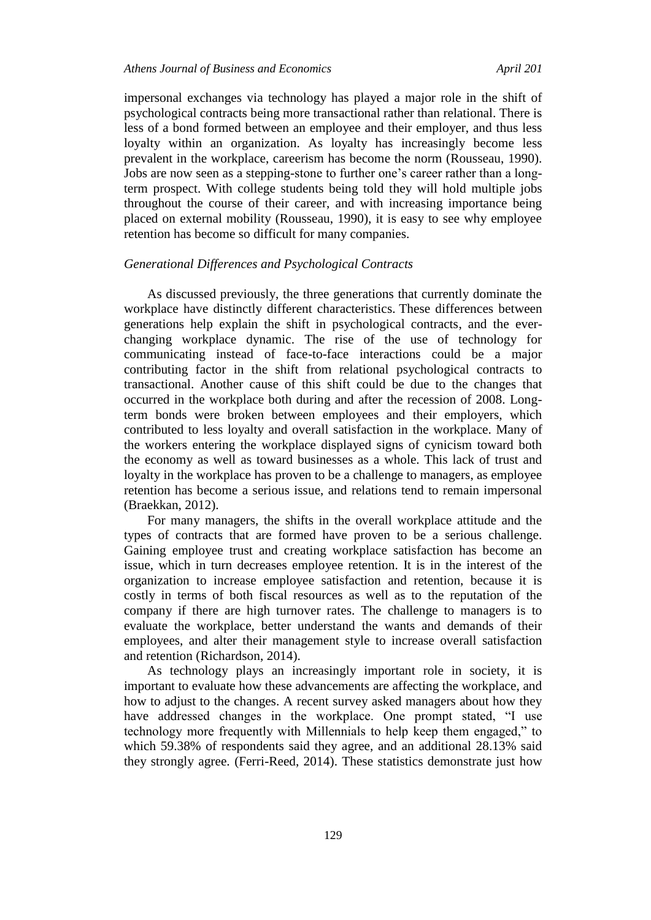impersonal exchanges via technology has played a major role in the shift of psychological contracts being more transactional rather than relational. There is less of a bond formed between an employee and their employer, and thus less loyalty within an organization. As loyalty has increasingly become less prevalent in the workplace, careerism has become the norm (Rousseau, 1990). Jobs are now seen as a stepping-stone to further one's career rather than a long-term prospect. With college students being told they will hold multiple jobs throughout the course of their career, and with increasing importance being placed on external mobility (Rousseau, 1990), it is easy to see why employee retention has become so difficult for many companies.

### *Generational Differences and Psychological Contracts*

As discussed previously, the three generations that currently dominate the workplace have distinctly different characteristics. These differences between generations help explain the shift in psychological contracts, and the ever-changing workplace dynamic. The rise of the use of technology for communicating instead of face-to-face interactions could be a major contributing factor in the shift from relational psychological contracts to transactional. Another cause of this shift could be due to the changes that occurred in the workplace both during and after the recession of 2008. Long-term bonds were broken between employees and their employers, which contributed to less loyalty and overall satisfaction in the workplace. Many of the workers entering the workplace displayed signs of cynicism toward both the economy as well as toward businesses as a whole. This lack of trust and loyalty in the workplace has proven to be a challenge to managers, as employee retention has become a serious issue, and relations tend to remain impersonal (Braekkan, 2012).

For many managers, the shifts in the overall workplace attitude and the types of contracts that are formed have proven to be a serious challenge. Gaining employee trust and creating workplace satisfaction has become an issue, which in turn decreases employee retention. It is in the interest of the organization to increase employee satisfaction and retention, because it is costly in terms of both fiscal resources as well as to the reputation of the company if there are high turnover rates. The challenge to managers is to evaluate the workplace, better understand the wants and demands of their employees, and alter their management style to increase overall satisfaction and retention (Richardson, 2014).

As technology plays an increasingly important role in society, it is important to evaluate how these advancements are affecting the workplace, and how to adjust to the changes. A recent survey asked managers about how they have addressed changes in the workplace. One prompt stated, "I use technology more frequently with Millennials to help keep them engaged," to which 59.38% of respondents said they agree, and an additional 28.13% said they strongly agree. (Ferri-Reed, 2014). These statistics demonstrate just how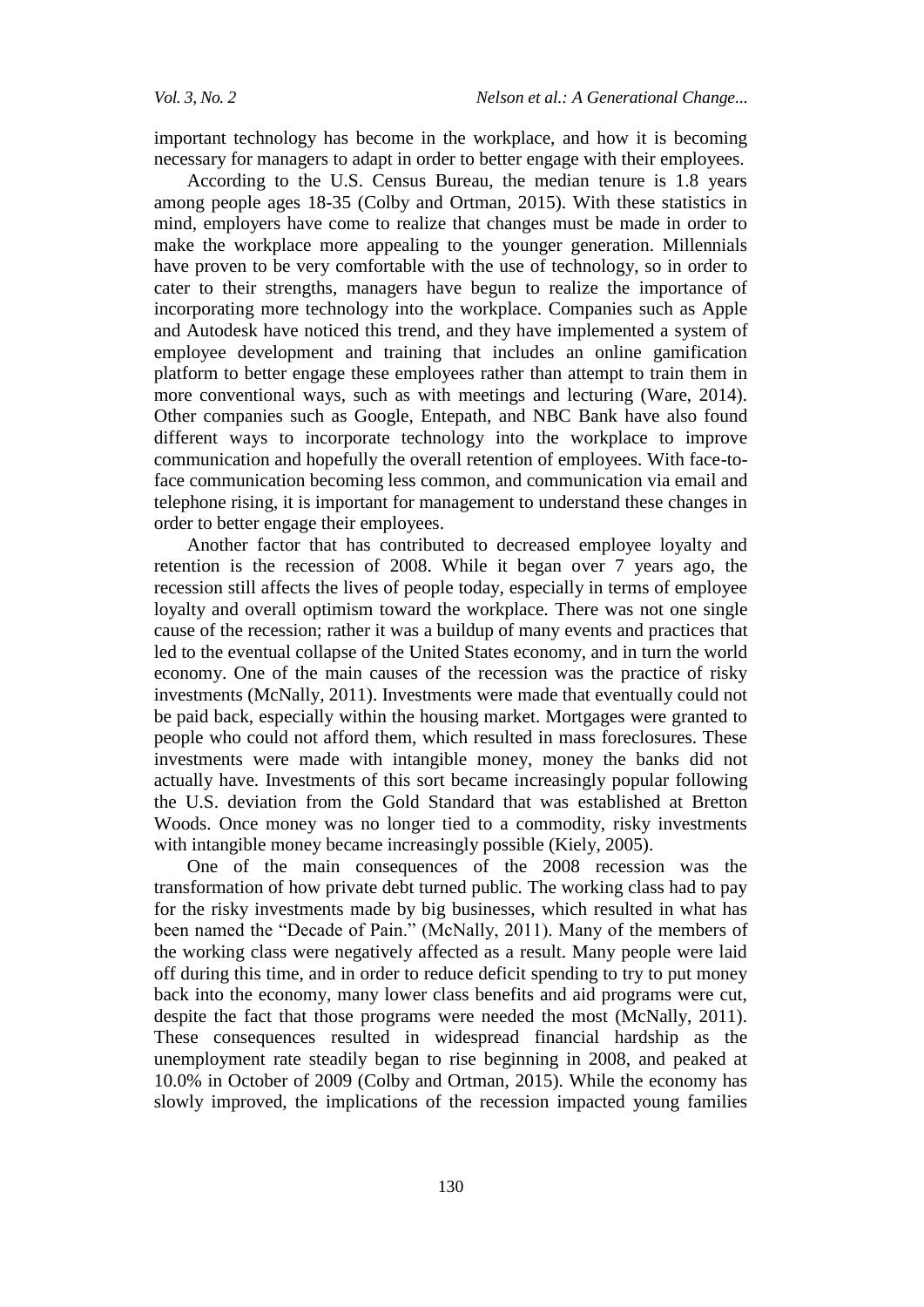important technology has become in the workplace, and how it is becoming necessary for managers to adapt in order to better engage with their employees.

According to the U.S. Census Bureau, the median tenure is 1.8 years among people ages 18-35 (Colby and Ortman, 2015). With these statistics in mind, employers have come to realize that changes must be made in order to make the workplace more appealing to the younger generation. Millennials have proven to be very comfortable with the use of technology, so in order to cater to their strengths, managers have begun to realize the importance of incorporating more technology into the workplace. Companies such as Apple and Autodesk have noticed this trend, and they have implemented a system of employee development and training that includes an online gamification platform to better engage these employees rather than attempt to train them in more conventional ways, such as with meetings and lecturing (Ware, 2014). Other companies such as Google, Entepath, and NBC Bank have also found different ways to incorporate technology into the workplace to improve communication and hopefully the overall retention of employees. With face-to-face communication becoming less common, and communication via email and telephone rising, it is important for management to understand these changes in order to better engage their employees.

Another factor that has contributed to decreased employee loyalty and retention is the recession of 2008. While it began over 7 years ago, the recession still affects the lives of people today, especially in terms of employee loyalty and overall optimism toward the workplace. There was not one single cause of the recession; rather it was a buildup of many events and practices that led to the eventual collapse of the United States economy, and in turn the world economy. One of the main causes of the recession was the practice of risky investments (McNally, 2011). Investments were made that eventually could not be paid back, especially within the housing market. Mortgages were granted to people who could not afford them, which resulted in mass foreclosures. These investments were made with intangible money, money the banks did not actually have. Investments of this sort became increasingly popular following the U.S. deviation from the Gold Standard that was established at Bretton Woods. Once money was no longer tied to a commodity, risky investments with intangible money became increasingly possible (Kiely, 2005).

One of the main consequences of the 2008 recession was the transformation of how private debt turned public. The working class had to pay for the risky investments made by big businesses, which resulted in what has been named the "Decade of Pain." (McNally, 2011). Many of the members of the working class were negatively affected as a result. Many people were laid off during this time, and in order to reduce deficit spending to try to put money back into the economy, many lower class benefits and aid programs were cut, despite the fact that those programs were needed the most (McNally, 2011). These consequences resulted in widespread financial hardship as the unemployment rate steadily began to rise beginning in 2008, and peaked at 10.0% in October of 2009 (Colby and Ortman, 2015). While the economy has slowly improved, the implications of the recession impacted young families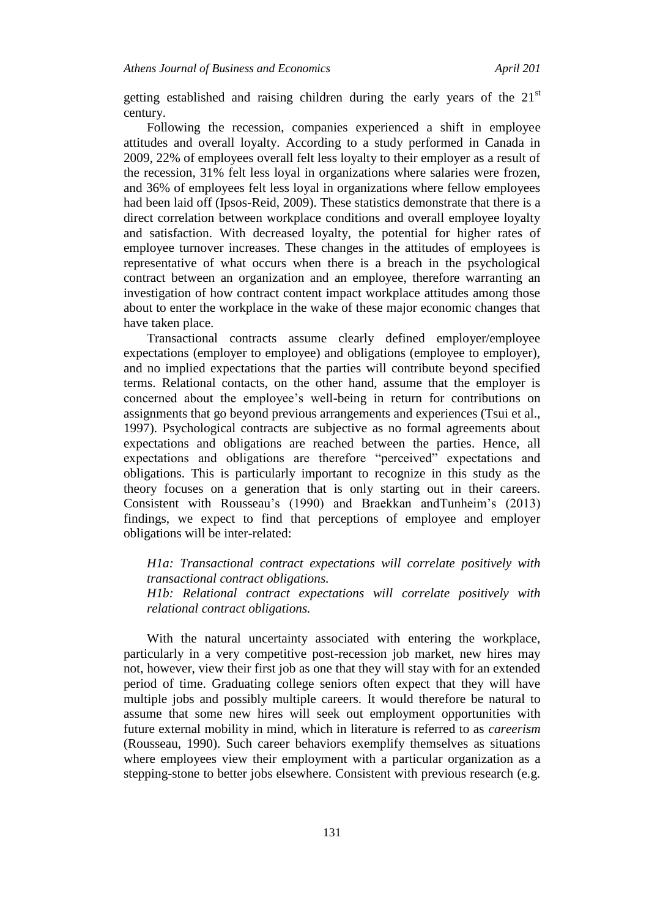getting established and raising children during the early years of the 21st century.

Following the recession, companies experienced a shift in employee attitudes and overall loyalty. According to a study performed in Canada in 2009, 22% of employees overall felt less loyalty to their employer as a result of the recession, 31% felt less loyal in organizations where salaries were frozen, and 36% of employees felt less loyal in organizations where fellow employees had been laid off (Ipsos-Reid, 2009). These statistics demonstrate that there is a direct correlation between workplace conditions and overall employee loyalty and satisfaction. With decreased loyalty, the potential for higher rates of employee turnover increases. These changes in the attitudes of employees is representative of what occurs when there is a breach in the psychological contract between an organization and an employee, therefore warranting an investigation of how contract content impact workplace attitudes among those about to enter the workplace in the wake of these major economic changes that have taken place.

Transactional contracts assume clearly defined employer/employee expectations (employer to employee) and obligations (employee to employer), and no implied expectations that the parties will contribute beyond specified terms. Relational contacts, on the other hand, assume that the employer is concerned about the employee's well-being in return for contributions on assignments that go beyond previous arrangements and experiences (Tsui et al., 1997). Psychological contracts are subjective as no formal agreements about expectations and obligations are reached between the parties. Hence, all expectations and obligations are therefore "perceived" expectations and obligations. This is particularly important to recognize in this study as the theory focuses on a generation that is only starting out in their careers. Consistent with Rousseau's (1990) and Braekkan andTunheim's (2013) findings, we expect to find that perceptions of employee and employer obligations will be inter-related:

> *H1a: Transactional contract expectations will correlate positively with transactional contract obligations.*
> *H1b: Relational contract expectations will correlate positively with relational contract obligations.*

With the natural uncertainty associated with entering the workplace, particularly in a very competitive post-recession job market, new hires may not, however, view their first job as one that they will stay with for an extended period of time. Graduating college seniors often expect that they will have multiple jobs and possibly multiple careers. It would therefore be natural to assume that some new hires will seek out employment opportunities with future external mobility in mind, which in literature is referred to as *careerism* (Rousseau, 1990). Such career behaviors exemplify themselves as situations where employees view their employment with a particular organization as a stepping-stone to better jobs elsewhere. Consistent with previous research (e.g.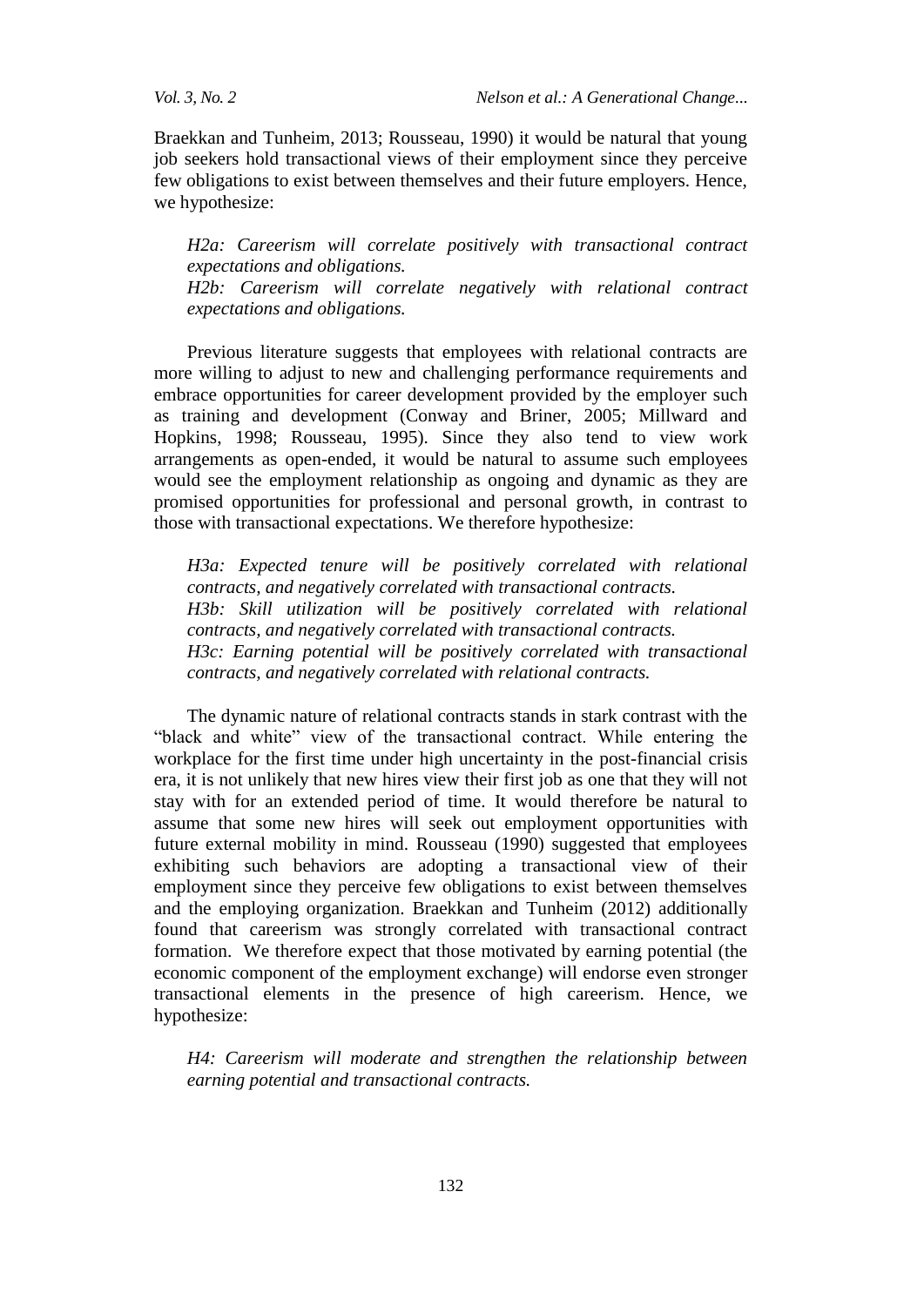Braekkan and Tunheim, 2013; Rousseau, 1990) it would be natural that young job seekers hold transactional views of their employment since they perceive few obligations to exist between themselves and their future employers. Hence, we hypothesize:

> *H2a: Careerism will correlate positively with transactional contract expectations and obligations.*
> *H2b: Careerism will correlate negatively with relational contract expectations and obligations.*

Previous literature suggests that employees with relational contracts are more willing to adjust to new and challenging performance requirements and embrace opportunities for career development provided by the employer such as training and development (Conway and Briner, 2005; Millward and Hopkins, 1998; Rousseau, 1995). Since they also tend to view work arrangements as open-ended, it would be natural to assume such employees would see the employment relationship as ongoing and dynamic as they are promised opportunities for professional and personal growth, in contrast to those with transactional expectations. We therefore hypothesize:

> *H3a: Expected tenure will be positively correlated with relational contracts, and negatively correlated with transactional contracts.*
> *H3b: Skill utilization will be positively correlated with relational contracts, and negatively correlated with transactional contracts.*
> *H3c: Earning potential will be positively correlated with transactional contracts, and negatively correlated with relational contracts.*

The dynamic nature of relational contracts stands in stark contrast with the "black and white" view of the transactional contract. While entering the workplace for the first time under high uncertainty in the post-financial crisis era, it is not unlikely that new hires view their first job as one that they will not stay with for an extended period of time. It would therefore be natural to assume that some new hires will seek out employment opportunities with future external mobility in mind. Rousseau (1990) suggested that employees exhibiting such behaviors are adopting a transactional view of their employment since they perceive few obligations to exist between themselves and the employing organization. Braekkan and Tunheim (2012) additionally found that careerism was strongly correlated with transactional contract formation. We therefore expect that those motivated by earning potential (the economic component of the employment exchange) will endorse even stronger transactional elements in the presence of high careerism. Hence, we hypothesize:

> *H4: Careerism will moderate and strengthen the relationship between earning potential and transactional contracts.*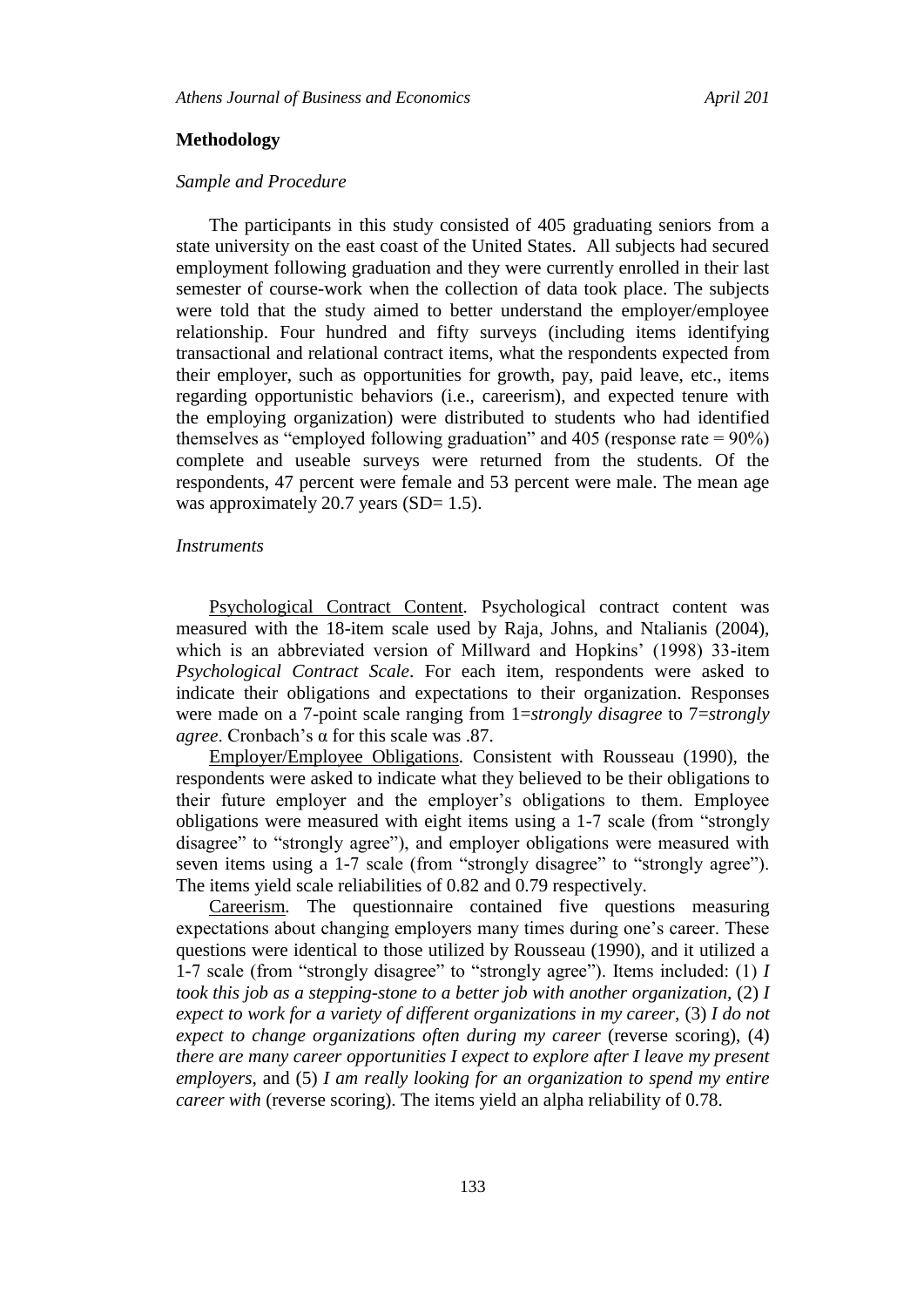## Methodology

### *Sample and Procedure*

The participants in this study consisted of 405 graduating seniors from a state university on the east coast of the United States. All subjects had secured employment following graduation and they were currently enrolled in their last semester of course-work when the collection of data took place. The subjects were told that the study aimed to better understand the employer/employee relationship. Four hundred and fifty surveys (including items identifying transactional and relational contract items, what the respondents expected from their employer, such as opportunities for growth, pay, paid leave, etc., items regarding opportunistic behaviors (i.e., careerism), and expected tenure with the employing organization) were distributed to students who had identified themselves as "employed following graduation" and 405 (response rate = 90%) complete and useable surveys were returned from the students. Of the respondents, 47 percent were female and 53 percent were male. The mean age was approximately 20.7 years (SD= 1.5).

### *Instruments*

Psychological Contract Content. Psychological contract content was measured with the 18-item scale used by Raja, Johns, and Ntalianis (2004), which is an abbreviated version of Millward and Hopkins' (1998) 33-item *Psychological Contract Scale*. For each item, respondents were asked to indicate their obligations and expectations to their organization. Responses were made on a 7-point scale ranging from 1=*strongly disagree* to 7=*strongly agree*. Cronbach's α for this scale was .87.

Employer/Employee Obligations. Consistent with Rousseau (1990), the respondents were asked to indicate what they believed to be their obligations to their future employer and the employer's obligations to them. Employee obligations were measured with eight items using a 1-7 scale (from "strongly disagree" to "strongly agree"), and employer obligations were measured with seven items using a 1-7 scale (from "strongly disagree" to "strongly agree"). The items yield scale reliabilities of 0.82 and 0.79 respectively.

Careerism. The questionnaire contained five questions measuring expectations about changing employers many times during one's career. These questions were identical to those utilized by Rousseau (1990), and it utilized a 1-7 scale (from "strongly disagree" to "strongly agree"). Items included: (1) *I took this job as a stepping-stone to a better job with another organization*, (2) *I expect to work for a variety of different organizations in my career*, (3) *I do not expect to change organizations often during my career* (reverse scoring), (4) *there are many career opportunities I expect to explore after I leave my present employers*, and (5) *I am really looking for an organization to spend my entire career with* (reverse scoring). The items yield an alpha reliability of 0.78.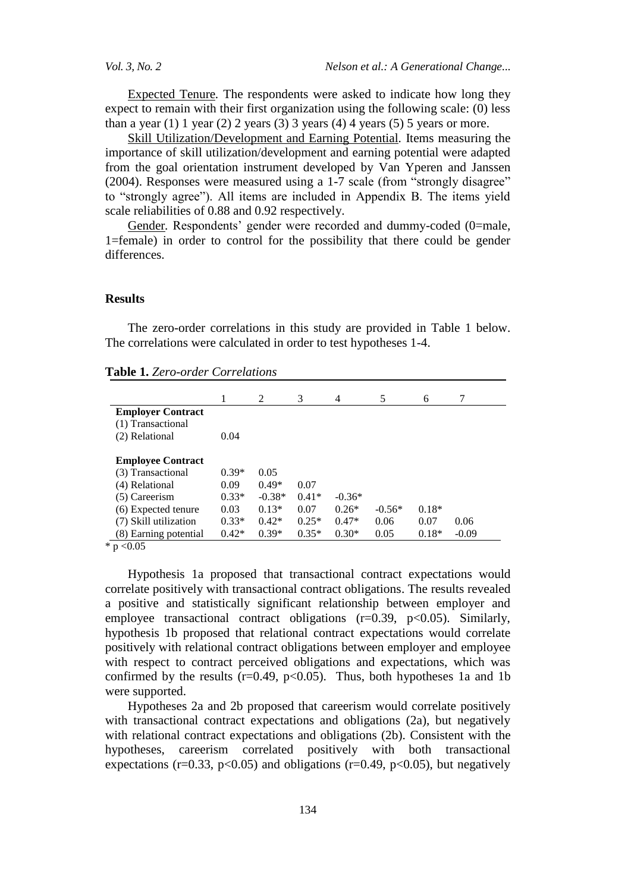Expected Tenure. The respondents were asked to indicate how long they expect to remain with their first organization using the following scale: (0) less than a year (1) 1 year (2) 2 years (3) 3 years (4) 4 years (5) 5 years or more.

Skill Utilization/Development and Earning Potential. Items measuring the importance of skill utilization/development and earning potential were adapted from the goal orientation instrument developed by Van Yperen and Janssen (2004). Responses were measured using a 1-7 scale (from "strongly disagree" to "strongly agree"). All items are included in Appendix B. The items yield scale reliabilities of 0.88 and 0.92 respectively.

Gender. Respondents' gender were recorded and dummy-coded (0=male, 1=female) in order to control for the possibility that there could be gender differences.

## Results

The zero-order correlations in this study are provided in Table 1 below. The correlations were calculated in order to test hypotheses 1-4.

**Table 1.** *Zero-order Correlations*

| | 1 | 2 | 3 | 4 | 5 | 6 | 7 |
|---|---|---|---|---|---|---|---|
| **Employer Contract** | | | | | | | |
| (1) Transactional | | | | | | | |
| (2) Relational | 0.04 | | | | | | |
| **Employee Contract** | | | | | | | |
| (3) Transactional | 0.39* | 0.05 | | | | | |
| (4) Relational | 0.09 | 0.49* | 0.07 | | | | |
| (5) Careerism | 0.33* | -0.38* | 0.41* | -0.36* | | | |
| (6) Expected tenure | 0.03 | 0.13* | 0.07 | 0.26* | -0.56* | 0.18* | |
| (7) Skill utilization | 0.33* | 0.42* | 0.25* | 0.47* | 0.06 | 0.07 | 0.06 |
| (8) Earning potential | 0.42* | 0.39* | 0.35* | 0.30* | 0.05 | 0.18* | -0.09 |

\* $p < 0.05$

Hypothesis 1a proposed that transactional contract expectations would correlate positively with transactional contract obligations. The results revealed a positive and statistically significant relationship between employer and employee transactional contract obligations ($r=0.39$, $p<0.05$). Similarly, hypothesis 1b proposed that relational contract expectations would correlate positively with relational contract obligations between employer and employee with respect to contract perceived obligations and expectations, which was confirmed by the results ($r=0.49$, $p<0.05$). Thus, both hypotheses 1a and 1b were supported.

Hypotheses 2a and 2b proposed that careerism would correlate positively with transactional contract expectations and obligations (2a), but negatively with relational contract expectations and obligations (2b). Consistent with the hypotheses, careerism correlated positively with both transactional expectations ($r=0.33$, $p<0.05$) and obligations ($r=0.49$, $p<0.05$), but negatively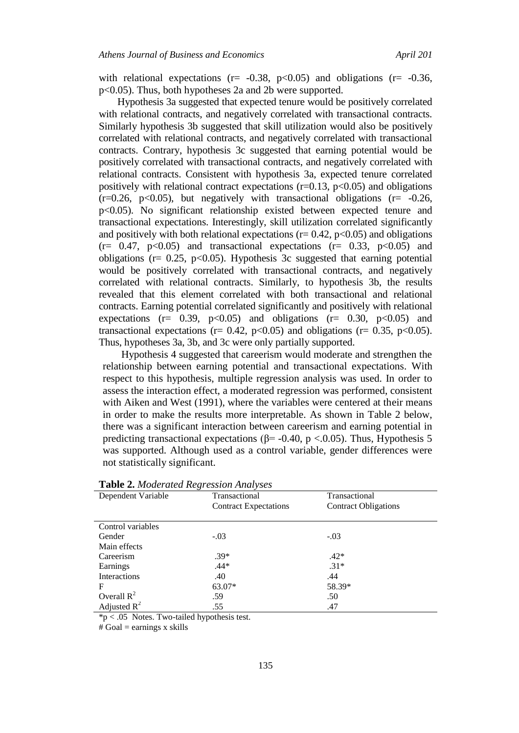with relational expectations ($r = -0.38$, $p<0.05$) and obligations ($r = -0.36$, $p<0.05$). Thus, both hypotheses 2a and 2b were supported.

Hypothesis 3a suggested that expected tenure would be positively correlated with relational contracts, and negatively correlated with transactional contracts. Similarly hypothesis 3b suggested that skill utilization would also be positively correlated with relational contracts, and negatively correlated with transactional contracts. Contrary, hypothesis 3c suggested that earning potential would be positively correlated with transactional contracts, and negatively correlated with relational contracts. Consistent with hypothesis 3a, expected tenure correlated positively with relational contract expectations ($r=0.13$, $p<0.05$) and obligations ($r=0.26$, $p<0.05$), but negatively with transactional obligations ($r = -0.26$, $p<0.05$). No significant relationship existed between expected tenure and transactional expectations. Interestingly, skill utilization correlated significantly and positively with both relational expectations ($r = 0.42$, $p<0.05$) and obligations ($r = 0.47$, $p<0.05$) and transactional expectations ($r = 0.33$, $p<0.05$) and obligations ($r = 0.25$, $p<0.05$). Hypothesis 3c suggested that earning potential would be positively correlated with transactional contracts, and negatively correlated with relational contracts. Similarly, to hypothesis 3b, the results revealed that this element correlated with both transactional and relational contracts. Earning potential correlated significantly and positively with relational expectations ($r = 0.39$, $p<0.05$) and obligations ($r = 0.30$, $p<0.05$) and transactional expectations ($r = 0.42$, $p<0.05$) and obligations ($r = 0.35$, $p<0.05$). Thus, hypotheses 3a, 3b, and 3c were only partially supported.

Hypothesis 4 suggested that careerism would moderate and strengthen the relationship between earning potential and transactional expectations. With respect to this hypothesis, multiple regression analysis was used. In order to assess the interaction effect, a moderated regression was performed, consistent with Aiken and West (1991), where the variables were centered at their means in order to make the results more interpretable. As shown in Table 2 below, there was a significant interaction between careerism and earning potential in predicting transactional expectations ($\beta = -0.40$, $p < .0.05$). Thus, Hypothesis 5 was supported. Although used as a control variable, gender differences were not statistically significant.

**Table 2.** *Moderated Regression Analyses*

| Dependent Variable | Transactional Contract Expectations | Transactional Contract Obligations |
|---|---|---|
| Control variables | | |
| Gender | -.03 | -.03 |
| Main effects | | |
| Careerism | .39* | .42* |
| Earnings | .44* | .31* |
| Interactions | .40 | .44 |
| F | 63.07* | 58.39* |
| Overall $R^2$ | .59 | .50 |
| Adjusted $R^2$ | .55 | .47 |

*p < .05 Notes. Two-tailed hypothesis test.

# Goal = earnings x skills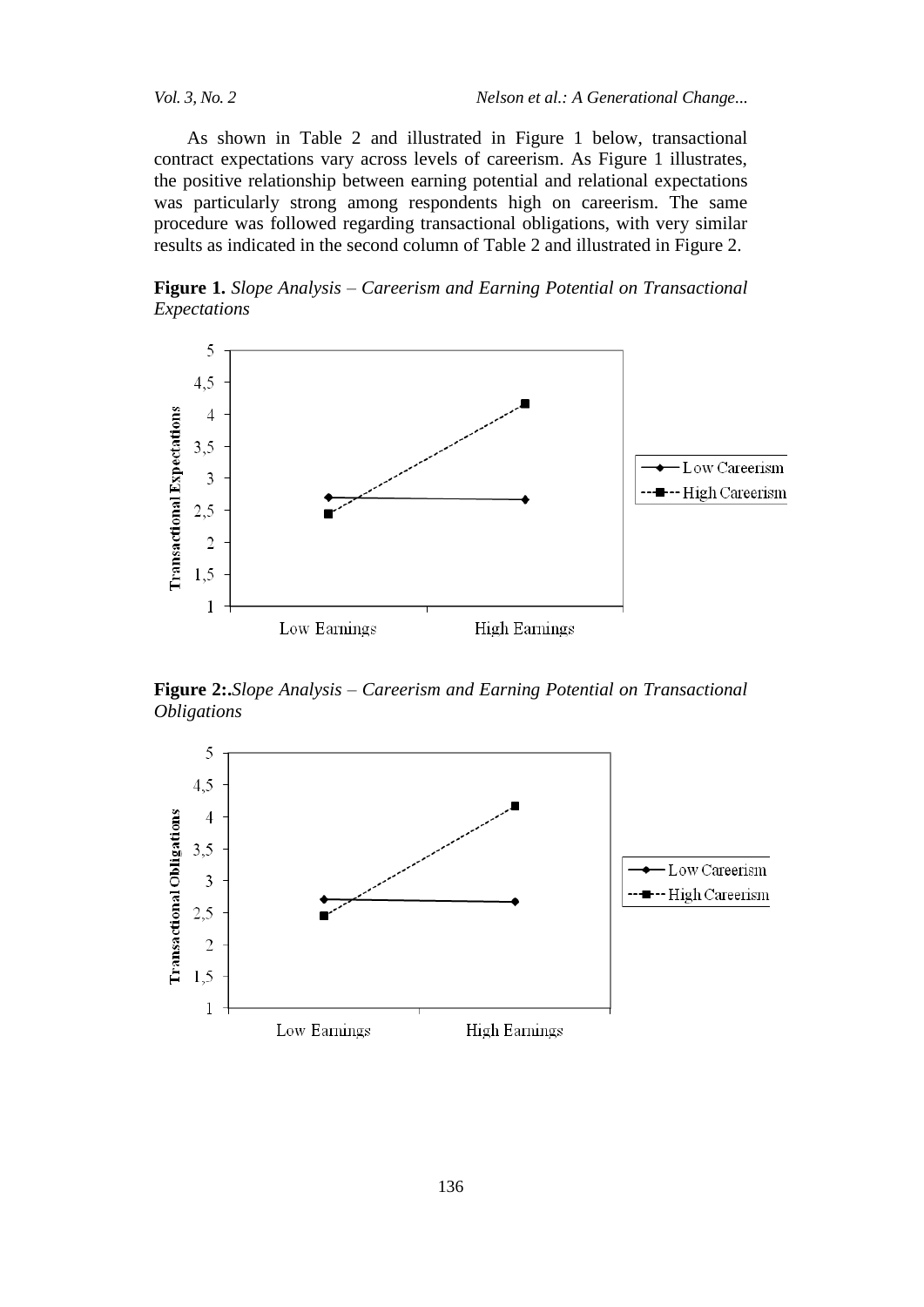As shown in Table 2 and illustrated in Figure 1 below, transactional contract expectations vary across levels of careerism. As Figure 1 illustrates, the positive relationship between earning potential and relational expectations was particularly strong among respondents high on careerism. The same procedure was followed regarding transactional obligations, with very similar results as indicated in the second column of Table 2 and illustrated in Figure 2.

**Figure 1.** *Slope Analysis – Careerism and Earning Potential on Transactional Expectations*

**Figure 2:.***Slope Analysis – Careerism and Earning Potential on Transactional Obligations*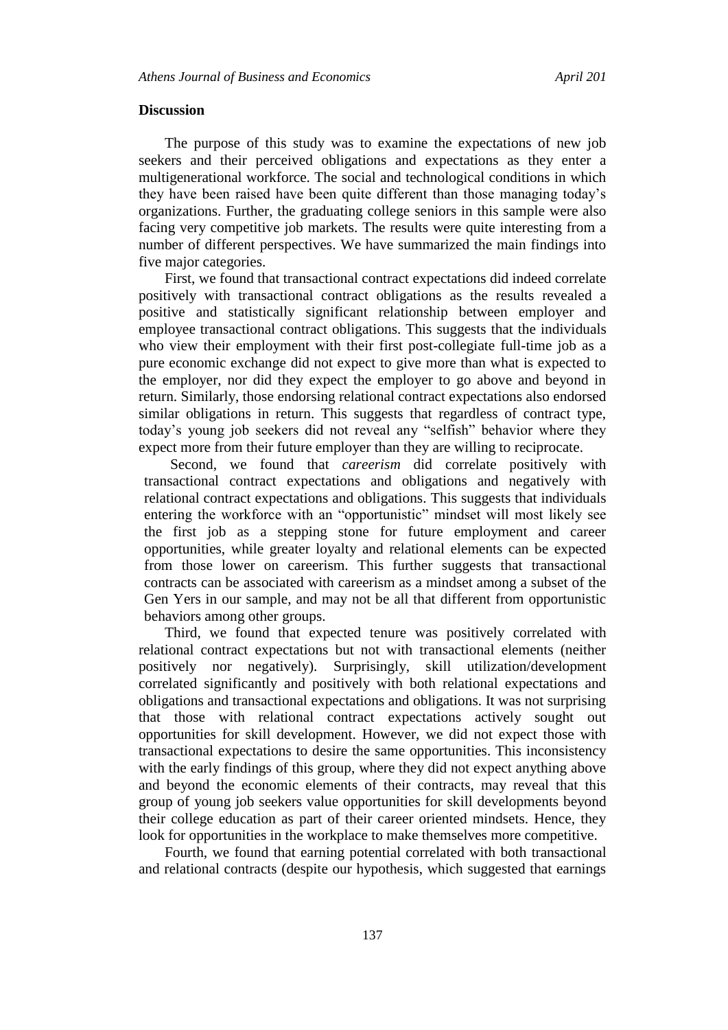## Discussion

The purpose of this study was to examine the expectations of new job seekers and their perceived obligations and expectations as they enter a multigenerational workforce. The social and technological conditions in which they have been raised have been quite different than those managing today's organizations. Further, the graduating college seniors in this sample were also facing very competitive job markets. The results were quite interesting from a number of different perspectives. We have summarized the main findings into five major categories.

First, we found that transactional contract expectations did indeed correlate positively with transactional contract obligations as the results revealed a positive and statistically significant relationship between employer and employee transactional contract obligations. This suggests that the individuals who view their employment with their first post-collegiate full-time job as a pure economic exchange did not expect to give more than what is expected to the employer, nor did they expect the employer to go above and beyond in return. Similarly, those endorsing relational contract expectations also endorsed similar obligations in return. This suggests that regardless of contract type, today's young job seekers did not reveal any "selfish" behavior where they expect more from their future employer than they are willing to reciprocate.

Second, we found that *careerism* did correlate positively with transactional contract expectations and obligations and negatively with relational contract expectations and obligations. This suggests that individuals entering the workforce with an "opportunistic" mindset will most likely see the first job as a stepping stone for future employment and career opportunities, while greater loyalty and relational elements can be expected from those lower on careerism. This further suggests that transactional contracts can be associated with careerism as a mindset among a subset of the Gen Yers in our sample, and may not be all that different from opportunistic behaviors among other groups.

Third, we found that expected tenure was positively correlated with relational contract expectations but not with transactional elements (neither positively nor negatively). Surprisingly, skill utilization/development correlated significantly and positively with both relational expectations and obligations and transactional expectations and obligations. It was not surprising that those with relational contract expectations actively sought out opportunities for skill development. However, we did not expect those with transactional expectations to desire the same opportunities. This inconsistency with the early findings of this group, where they did not expect anything above and beyond the economic elements of their contracts, may reveal that this group of young job seekers value opportunities for skill developments beyond their college education as part of their career oriented mindsets. Hence, they look for opportunities in the workplace to make themselves more competitive.

Fourth, we found that earning potential correlated with both transactional and relational contracts (despite our hypothesis, which suggested that earnings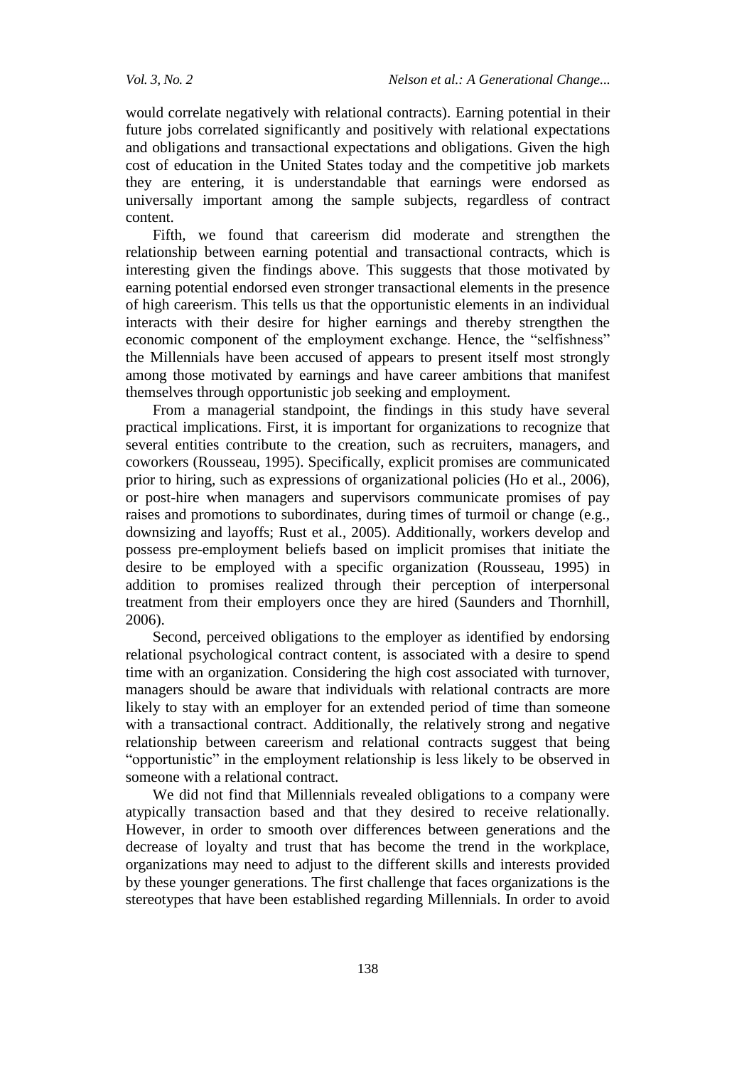would correlate negatively with relational contracts). Earning potential in their future jobs correlated significantly and positively with relational expectations and obligations and transactional expectations and obligations. Given the high cost of education in the United States today and the competitive job markets they are entering, it is understandable that earnings were endorsed as universally important among the sample subjects, regardless of contract content.

Fifth, we found that careerism did moderate and strengthen the relationship between earning potential and transactional contracts, which is interesting given the findings above. This suggests that those motivated by earning potential endorsed even stronger transactional elements in the presence of high careerism. This tells us that the opportunistic elements in an individual interacts with their desire for higher earnings and thereby strengthen the economic component of the employment exchange. Hence, the "selfishness" the Millennials have been accused of appears to present itself most strongly among those motivated by earnings and have career ambitions that manifest themselves through opportunistic job seeking and employment.

From a managerial standpoint, the findings in this study have several practical implications. First, it is important for organizations to recognize that several entities contribute to the creation, such as recruiters, managers, and coworkers (Rousseau, 1995). Specifically, explicit promises are communicated prior to hiring, such as expressions of organizational policies (Ho et al., 2006), or post-hire when managers and supervisors communicate promises of pay raises and promotions to subordinates, during times of turmoil or change (e.g., downsizing and layoffs; Rust et al., 2005). Additionally, workers develop and possess pre-employment beliefs based on implicit promises that initiate the desire to be employed with a specific organization (Rousseau, 1995) in addition to promises realized through their perception of interpersonal treatment from their employers once they are hired (Saunders and Thornhill, 2006).

Second, perceived obligations to the employer as identified by endorsing relational psychological contract content, is associated with a desire to spend time with an organization. Considering the high cost associated with turnover, managers should be aware that individuals with relational contracts are more likely to stay with an employer for an extended period of time than someone with a transactional contract. Additionally, the relatively strong and negative relationship between careerism and relational contracts suggest that being "opportunistic" in the employment relationship is less likely to be observed in someone with a relational contract.

We did not find that Millennials revealed obligations to a company were atypically transaction based and that they desired to receive relationally. However, in order to smooth over differences between generations and the decrease of loyalty and trust that has become the trend in the workplace, organizations may need to adjust to the different skills and interests provided by these younger generations. The first challenge that faces organizations is the stereotypes that have been established regarding Millennials. In order to avoid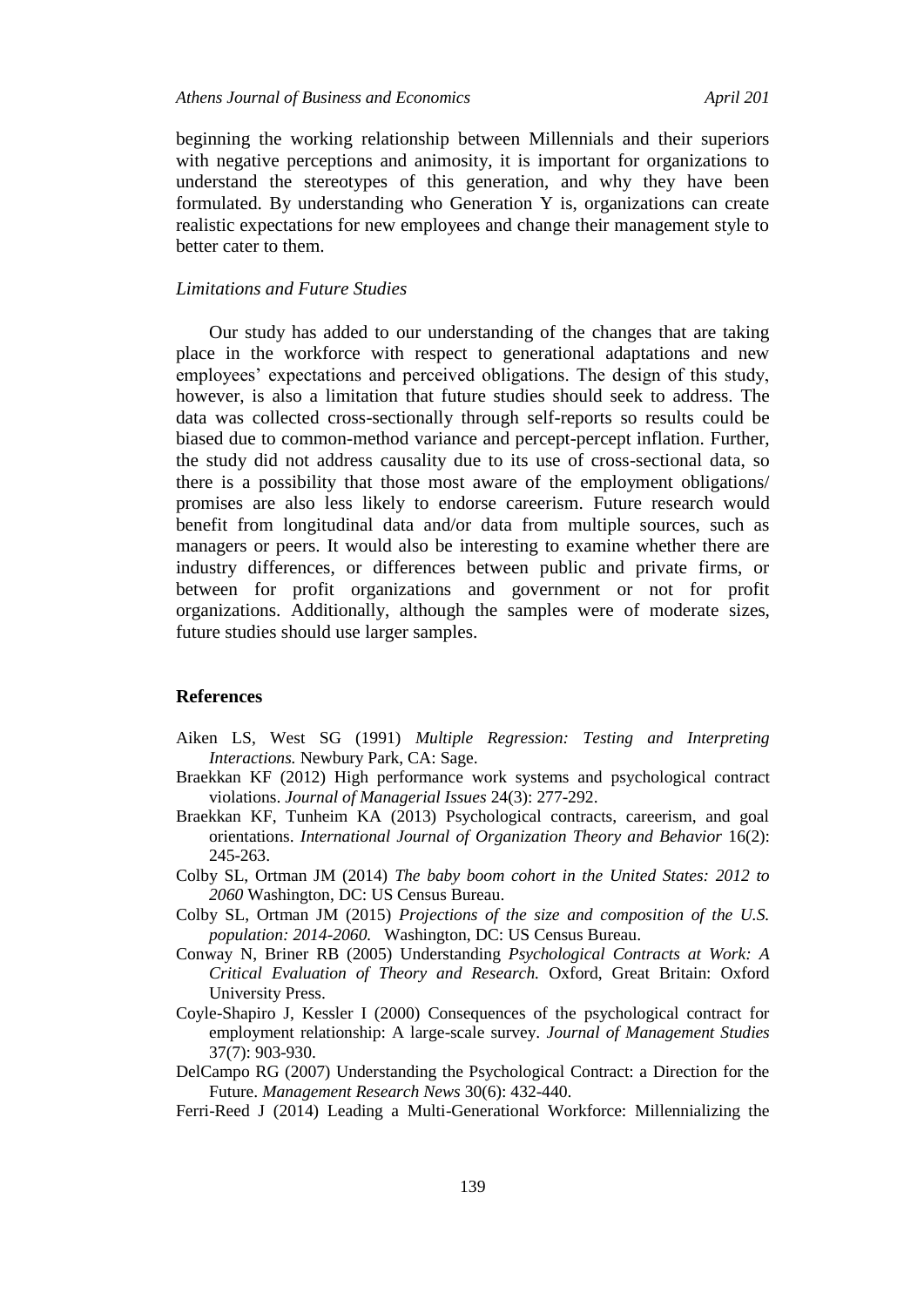beginning the working relationship between Millennials and their superiors with negative perceptions and animosity, it is important for organizations to understand the stereotypes of this generation, and why they have been formulated. By understanding who Generation Y is, organizations can create realistic expectations for new employees and change their management style to better cater to them.

### *Limitations and Future Studies*

Our study has added to our understanding of the changes that are taking place in the workforce with respect to generational adaptations and new employees' expectations and perceived obligations. The design of this study, however, is also a limitation that future studies should seek to address. The data was collected cross-sectionally through self-reports so results could be biased due to common-method variance and percept-percept inflation. Further, the study did not address causality due to its use of cross-sectional data, so there is a possibility that those most aware of the employment obligations/ promises are also less likely to endorse careerism. Future research would benefit from longitudinal data and/or data from multiple sources, such as managers or peers. It would also be interesting to examine whether there are industry differences, or differences between public and private firms, or between for profit organizations and government or not for profit organizations. Additionally, although the samples were of moderate sizes, future studies should use larger samples.

## References

Aiken LS, West SG (1991) *Multiple Regression: Testing and Interpreting Interactions.* Newbury Park, CA: Sage.

Braekkan KF (2012) High performance work systems and psychological contract violations. *Journal of Managerial Issues* 24(3): 277-292.

Braekkan KF, Tunheim KA (2013) Psychological contracts, careerism, and goal orientations. *International Journal of Organization Theory and Behavior* 16(2): 245-263.

Colby SL, Ortman JM (2014) *The baby boom cohort in the United States: 2012 to 2060* Washington, DC: US Census Bureau.

Colby SL, Ortman JM (2015) *Projections of the size and composition of the U.S. population: 2014-2060.* Washington, DC: US Census Bureau.

Conway N, Briner RB (2005) Understanding *Psychological Contracts at Work: A Critical Evaluation of Theory and Research.* Oxford, Great Britain: Oxford University Press.

Coyle-Shapiro J, Kessler I (2000) Consequences of the psychological contract for employment relationship: A large-scale survey. *Journal of Management Studies* 37(7): 903-930.

DelCampo RG (2007) Understanding the Psychological Contract: a Direction for the Future. *Management Research News* 30(6): 432-440.

Ferri-Reed J (2014) Leading a Multi-Generational Workforce: Millennializing the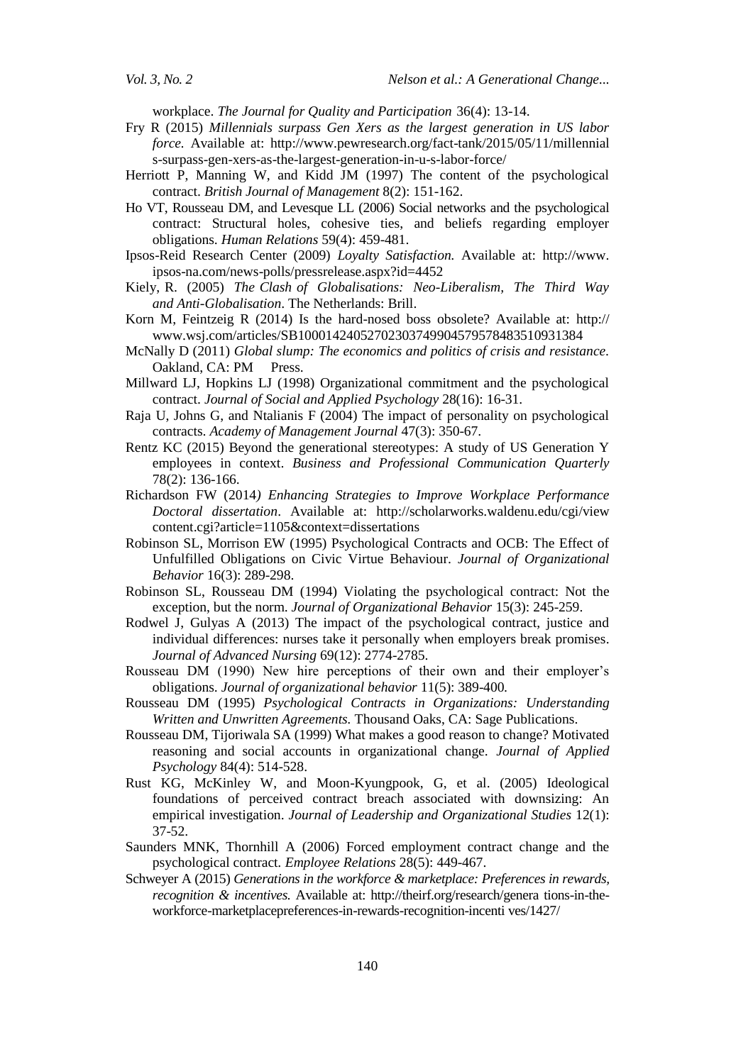workplace. *The Journal for Quality and Participation* 36(4): 13-14.

Fry R (2015) *Millennials surpass Gen Xers as the largest generation in US labor force.* Available at: http://www.pewresearch.org/fact-tank/2015/05/11/millennials-surpass-gen-xers-as-the-largest-generation-in-u-s-labor-force/

Herriott P, Manning W, and Kidd JM (1997) The content of the psychological contract. *British Journal of Management* 8(2): 151-162.

Ho VT, Rousseau DM, and Levesque LL (2006) Social networks and the psychological contract: Structural holes, cohesive ties, and beliefs regarding employer obligations. *Human Relations* 59(4): 459-481.

Ipsos-Reid Research Center (2009) *Loyalty Satisfaction.* Available at: http://www.ipsos-na.com/news-polls/pressrelease.aspx?id=4452

Kiely, R. (2005) *The Clash of Globalisations: Neo-Liberalism, The Third Way and Anti-Globalisation*. The Netherlands: Brill.

Korn M, Feintzeig R (2014) Is the hard-nosed boss obsolete? Available at: http://www.wsj.com/articles/SB10001424052702303749904579578483510931384

McNally D (2011) *Global slump: The economics and politics of crisis and resistance*. Oakland, CA: PM Press.

Millward LJ, Hopkins LJ (1998) Organizational commitment and the psychological contract. *Journal of Social and Applied Psychology* 28(16): 16-31.

Raja U, Johns G, and Ntalianis F (2004) The impact of personality on psychological contracts. *Academy of Management Journal* 47(3): 350-67.

Rentz KC (2015) Beyond the generational stereotypes: A study of US Generation Y employees in context. *Business and Professional Communication Quarterly* 78(2): 136-166.

Richardson FW (2014*) Enhancing Strategies to Improve Workplace Performance Doctoral dissertation*. Available at: http://scholarworks.waldenu.edu/cgi/viewcontent.cgi?article=1105&context=dissertations

Robinson SL, Morrison EW (1995) Psychological Contracts and OCB: The Effect of Unfulfilled Obligations on Civic Virtue Behaviour. *Journal of Organizational Behavior* 16(3): 289-298.

Robinson SL, Rousseau DM (1994) Violating the psychological contract: Not the exception, but the norm. *Journal of Organizational Behavior* 15(3): 245-259.

Rodwel J, Gulyas A (2013) The impact of the psychological contract, justice and individual differences: nurses take it personally when employers break promises. *Journal of Advanced Nursing* 69(12): 2774-2785.

Rousseau DM (1990) New hire perceptions of their own and their employer's obligations. *Journal of organizational behavior* 11(5): 389-400.

Rousseau DM (1995) *Psychological Contracts in Organizations: Understanding Written and Unwritten Agreements.* Thousand Oaks, CA: Sage Publications.

Rousseau DM, Tijoriwala SA (1999) What makes a good reason to change? Motivated reasoning and social accounts in organizational change. *Journal of Applied Psychology* 84(4): 514-528.

Rust KG, McKinley W, and Moon-Kyungpook, G, et al. (2005) Ideological foundations of perceived contract breach associated with downsizing: An empirical investigation. *Journal of Leadership and Organizational Studies* 12(1): 37-52.

Saunders MNK, Thornhill A (2006) Forced employment contract change and the psychological contract. *Employee Relations* 28(5): 449-467.

Schweyer A (2015) *Generations in the workforce & marketplace: Preferences in rewards, recognition & incentives.* Available at: http://theirf.org/research/genera tions-in-the-workforce-marketplacepreferences-in-rewards-recognition-incenti ves/1427/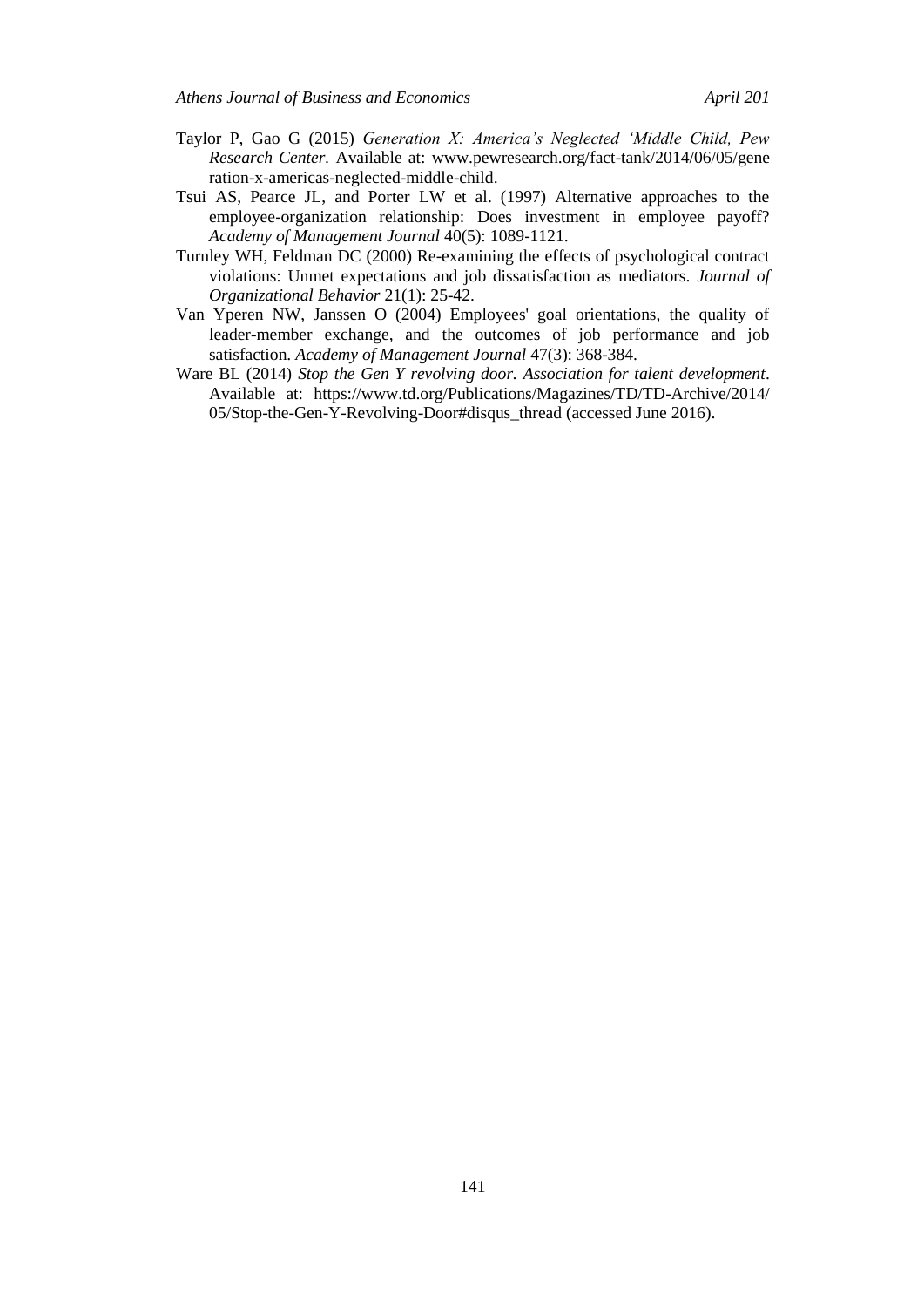Taylor P, Gao G (2015) *Generation X: America's Neglected 'Middle Child, Pew Research Center.* Available at: www.pewresearch.org/fact-tank/2014/06/05/generation-x-americas-neglected-middle-child.

Tsui AS, Pearce JL, and Porter LW et al. (1997) Alternative approaches to the employee-organization relationship: Does investment in employee payoff? *Academy of Management Journal* 40(5): 1089-1121.

Turnley WH, Feldman DC (2000) Re-examining the effects of psychological contract violations: Unmet expectations and job dissatisfaction as mediators. *Journal of Organizational Behavior* 21(1): 25-42.

Van Yperen NW, Janssen O (2004) Employees' goal orientations, the quality of leader-member exchange, and the outcomes of job performance and job satisfaction. *Academy of Management Journal* 47(3): 368-384.

Ware BL (2014) *Stop the Gen Y revolving door. Association for talent development*. Available at: https://www.td.org/Publications/Magazines/TD/TD-Archive/2014/05/Stop-the-Gen-Y-Revolving-Door#disqus_thread (accessed June 2016).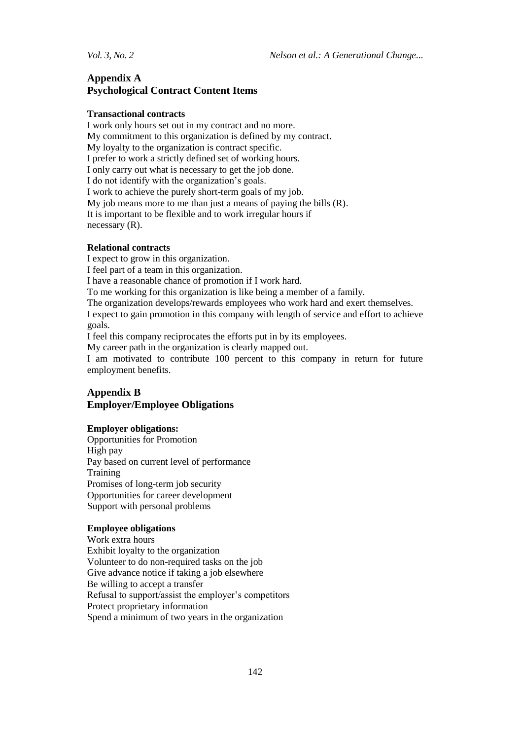## Appendix A
## Psychological Contract Content Items

### Transactional contracts

I work only hours set out in my contract and no more.
My commitment to this organization is defined by my contract.
My loyalty to the organization is contract specific.
I prefer to work a strictly defined set of working hours.
I only carry out what is necessary to get the job done.
I do not identify with the organization's goals.
I work to achieve the purely short-term goals of my job.
My job means more to me than just a means of paying the bills (R).
It is important to be flexible and to work irregular hours if necessary (R).

### Relational contracts

I expect to grow in this organization.
I feel part of a team in this organization.
I have a reasonable chance of promotion if I work hard.
To me working for this organization is like being a member of a family.
The organization develops/rewards employees who work hard and exert themselves.
I expect to gain promotion in this company with length of service and effort to achieve goals.
I feel this company reciprocates the efforts put in by its employees.
My career path in the organization is clearly mapped out.
I am motivated to contribute 100 percent to this company in return for future employment benefits.

## Appendix B
## Employer/Employee Obligations

### Employer obligations:

Opportunities for Promotion
High pay
Pay based on current level of performance
Training
Promises of long-term job security
Opportunities for career development
Support with personal problems

### Employee obligations

Work extra hours
Exhibit loyalty to the organization
Volunteer to do non-required tasks on the job
Give advance notice if taking a job elsewhere
Be willing to accept a transfer
Refusal to support/assist the employer's competitors
Protect proprietary information
Spend a minimum of two years in the organization